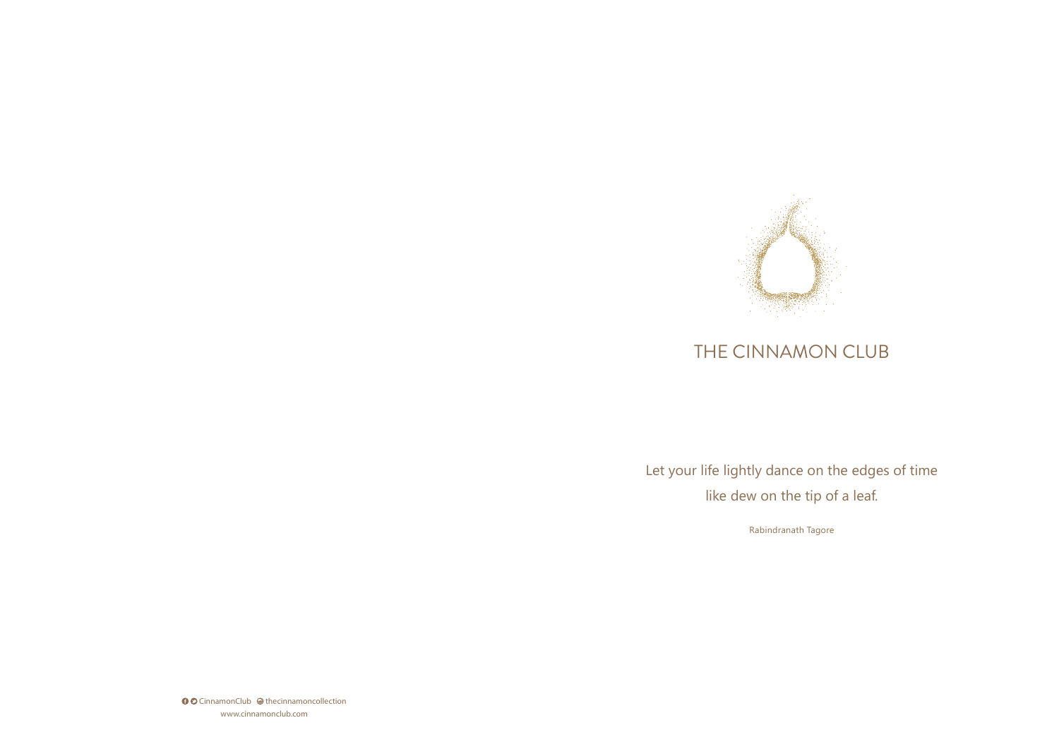# THE CINNAMON CLUB

Let your life lightly dance on the edges of time
like dew on the tip of a leaf.

Rabindranath Tagore

CinnamonClub thecinnamoncollection
www.cinnamonclub.com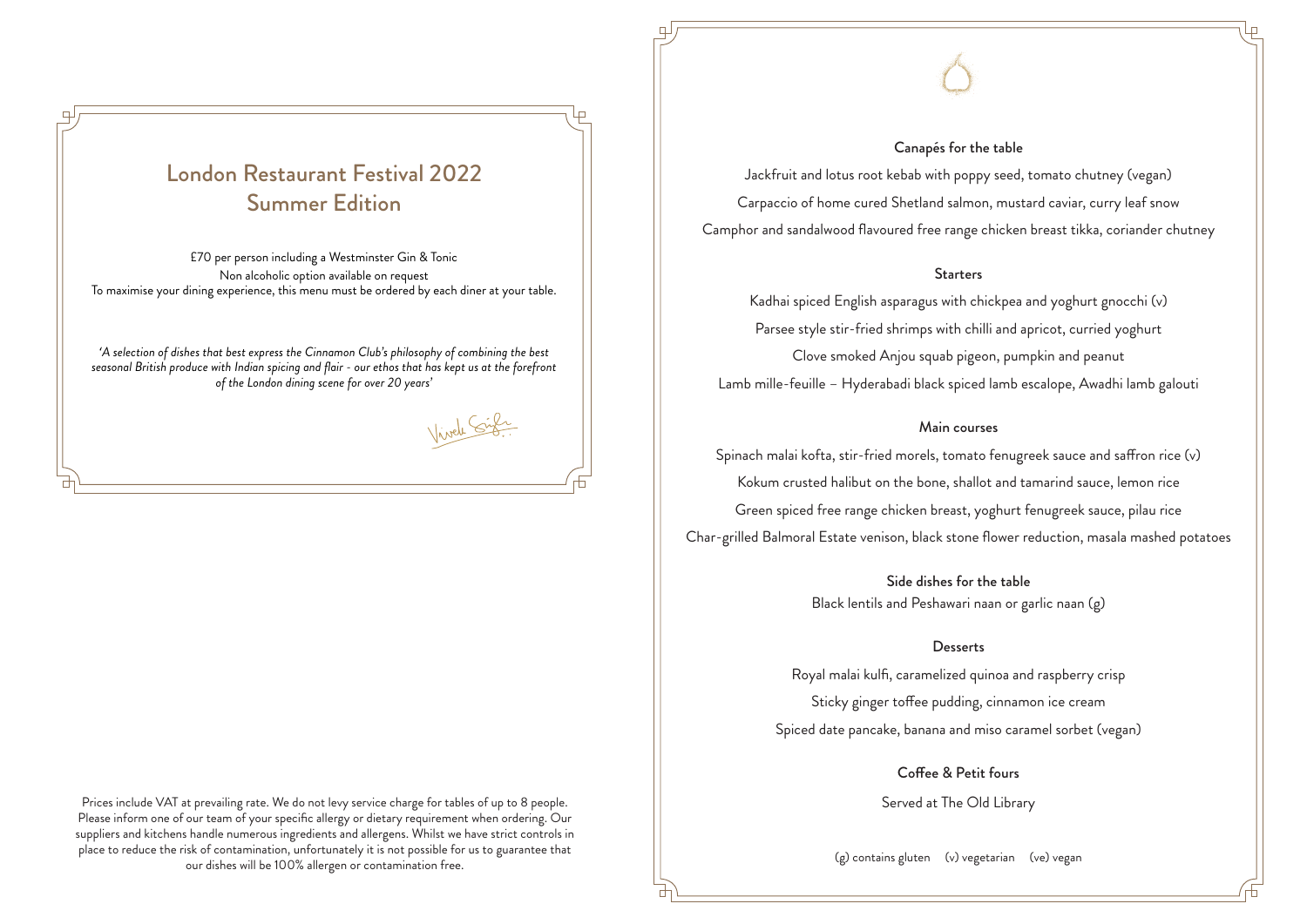# London Restaurant Festival 2022
# Summer Edition

£70 per person including a Westminster Gin & Tonic
Non alcoholic option available on request
To maximise your dining experience, this menu must be ordered by each diner at your table.

*'A selection of dishes that best express the Cinnamon Club's philosophy of combining the best seasonal British produce with Indian spicing and flair - our ethos that has kept us at the forefront of the London dining scene for over 20 years'*

Vivek Singh

Prices include VAT at prevailing rate. We do not levy service charge for tables of up to 8 people. Please inform one of our team of your specific allergy or dietary requirement when ordering. Our suppliers and kitchens handle numerous ingredients and allergens. Whilst we have strict controls in place to reduce the risk of contamination, unfortunately it is not possible for us to guarantee that our dishes will be 100% allergen or contamination free.

## Canapés for the table

Jackfruit and lotus root kebab with poppy seed, tomato chutney (vegan)

Carpaccio of home cured Shetland salmon, mustard caviar, curry leaf snow

Camphor and sandalwood flavoured free range chicken breast tikka, coriander chutney

## Starters

Kadhai spiced English asparagus with chickpea and yoghurt gnocchi (v)

Parsee style stir-fried shrimps with chilli and apricot, curried yoghurt

Clove smoked Anjou squab pigeon, pumpkin and peanut

Lamb mille-feuille – Hyderabadi black spiced lamb escalope, Awadhi lamb galouti

## Main courses

Spinach malai kofta, stir-fried morels, tomato fenugreek sauce and saffron rice (v)

Kokum crusted halibut on the bone, shallot and tamarind sauce, lemon rice

Green spiced free range chicken breast, yoghurt fenugreek sauce, pilau rice

Char-grilled Balmoral Estate venison, black stone flower reduction, masala mashed potatoes

## Side dishes for the table

Black lentils and Peshawari naan or garlic naan (g)

## Desserts

Royal malai kulfi, caramelized quinoa and raspberry crisp

Sticky ginger toffee pudding, cinnamon ice cream

Spiced date pancake, banana and miso caramel sorbet (vegan)

## Coffee & Petit fours

Served at The Old Library

(g) contains gluten (v) vegetarian (ve) vegan